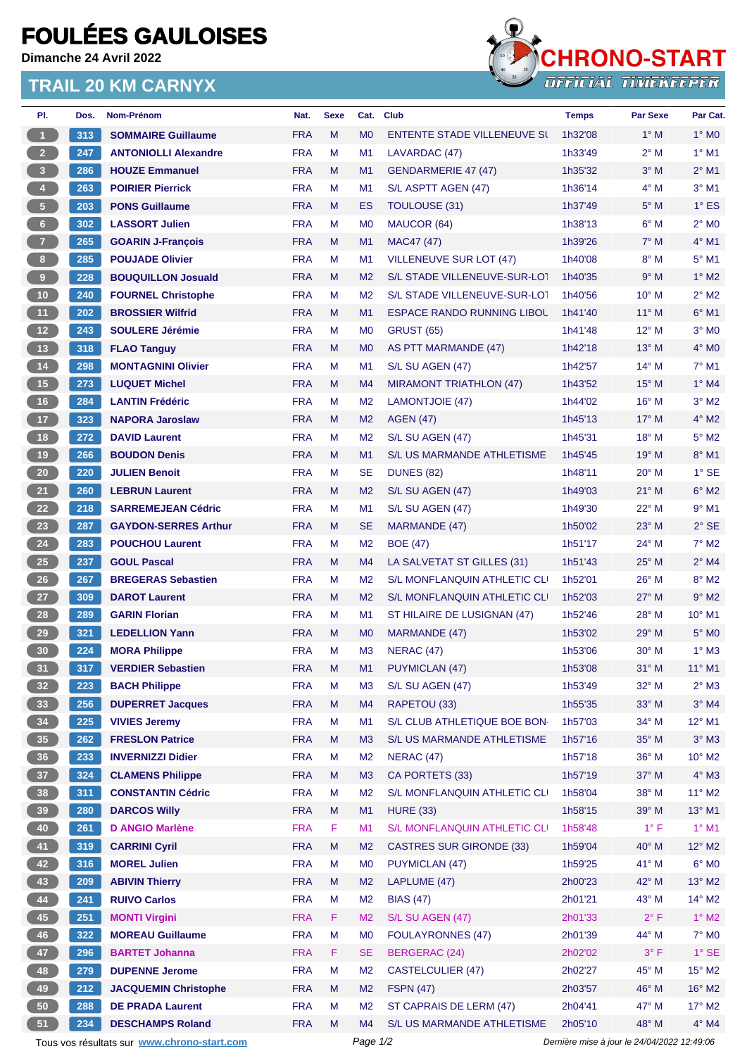# FOULÉES GAULOISES

**Dimanche 24 Avril 2022**

## TRAIL 20 KM CARNYX

CHRONO-START
OFFICIAL TIMEKEEPER

| Pl. | Dos. | Nom-Prénom | Nat. | Sexe | Cat. | Club | Temps | Par Sexe | Par Cat. |
|---|---|---|---|---|---|---|---|---|---|
| 1 | 313 | SOMMAIRE Guillaume | FRA | M | M0 | ENTENTE STADE VILLENEUVE SU | 1h32'08 | 1° M | 1° M0 |
| 2 | 247 | ANTONIOLLI Alexandre | FRA | M | M1 | LAVARDAC (47) | 1h33'49 | 2° M | 1° M1 |
| 3 | 286 | HOUZE Emmanuel | FRA | M | M1 | GENDARMERIE 47 (47) | 1h35'32 | 3° M | 2° M1 |
| 4 | 263 | POIRIER Pierrick | FRA | M | M1 | S/L ASPTT AGEN (47) | 1h36'14 | 4° M | 3° M1 |
| 5 | 203 | PONS Guillaume | FRA | M | ES | TOULOUSE (31) | 1h37'49 | 5° M | 1° ES |
| 6 | 302 | LASSORT Julien | FRA | M | M0 | MAUCOR (64) | 1h38'13 | 6° M | 2° M0 |
| 7 | 265 | GOARIN J-François | FRA | M | M1 | MAC47 (47) | 1h39'26 | 7° M | 4° M1 |
| 8 | 285 | POUJADE Olivier | FRA | M | M1 | VILLENEUVE SUR LOT (47) | 1h40'08 | 8° M | 5° M1 |
| 9 | 228 | BOUQUILLON Josuald | FRA | M | M2 | S/L STADE VILLENEUVE-SUR-LOT | 1h40'35 | 9° M | 1° M2 |
| 10 | 240 | FOURNEL Christophe | FRA | M | M2 | S/L STADE VILLENEUVE-SUR-LOT | 1h40'56 | 10° M | 2° M2 |
| 11 | 202 | BROSSIER Wilfrid | FRA | M | M1 | ESPACE RANDO RUNNING LIBOU | 1h41'40 | 11° M | 6° M1 |
| 12 | 243 | SOULERE Jérémie | FRA | M | M0 | GRUST (65) | 1h41'48 | 12° M | 3° M0 |
| 13 | 318 | FLAO Tanguy | FRA | M | M0 | AS PTT MARMANDE (47) | 1h42'18 | 13° M | 4° M0 |
| 14 | 298 | MONTAGNINI Olivier | FRA | M | M1 | S/L SU AGEN (47) | 1h42'57 | 14° M | 7° M1 |
| 15 | 273 | LUQUET Michel | FRA | M | M4 | MIRAMONT TRIATHLON (47) | 1h43'52 | 15° M | 1° M4 |
| 16 | 284 | LANTIN Frédéric | FRA | M | M2 | LAMONTJOIE (47) | 1h44'02 | 16° M | 3° M2 |
| 17 | 323 | NAPORA Jaroslaw | FRA | M | M2 | AGEN (47) | 1h45'13 | 17° M | 4° M2 |
| 18 | 272 | DAVID Laurent | FRA | M | M2 | S/L SU AGEN (47) | 1h45'31 | 18° M | 5° M2 |
| 19 | 266 | BOUDON Denis | FRA | M | M1 | S/L US MARMANDE ATHLETISME | 1h45'45 | 19° M | 8° M1 |
| 20 | 220 | JULIEN Benoit | FRA | M | SE | DUNES (82) | 1h48'11 | 20° M | 1° SE |
| 21 | 260 | LEBRUN Laurent | FRA | M | M2 | S/L SU AGEN (47) | 1h49'03 | 21° M | 6° M2 |
| 22 | 218 | SARREMEJEAN Cédric | FRA | M | M1 | S/L SU AGEN (47) | 1h49'30 | 22° M | 9° M1 |
| 23 | 287 | GAYDON-SERRES Arthur | FRA | M | SE | MARMANDE (47) | 1h50'02 | 23° M | 2° SE |
| 24 | 283 | POUCHOU Laurent | FRA | M | M2 | BOE (47) | 1h51'17 | 24° M | 7° M2 |
| 25 | 237 | GOUL Pascal | FRA | M | M4 | LA SALVETAT ST GILLES (31) | 1h51'43 | 25° M | 2° M4 |
| 26 | 267 | BREGERAS Sebastien | FRA | M | M2 | S/L MONFLANQUIN ATHLETIC CLU | 1h52'01 | 26° M | 8° M2 |
| 27 | 309 | DAROT Laurent | FRA | M | M2 | S/L MONFLANQUIN ATHLETIC CLU | 1h52'03 | 27° M | 9° M2 |
| 28 | 289 | GARIN Florian | FRA | M | M1 | ST HILAIRE DE LUSIGNAN (47) | 1h52'46 | 28° M | 10° M1 |
| 29 | 321 | LEDELLION Yann | FRA | M | M0 | MARMANDE (47) | 1h53'02 | 29° M | 5° M0 |
| 30 | 224 | MORA Philippe | FRA | M | M3 | NERAC (47) | 1h53'06 | 30° M | 1° M3 |
| 31 | 317 | VERDIER Sebastien | FRA | M | M1 | PUYMICLAN (47) | 1h53'08 | 31° M | 11° M1 |
| 32 | 223 | BACH Philippe | FRA | M | M3 | S/L SU AGEN (47) | 1h53'49 | 32° M | 2° M3 |
| 33 | 256 | DUPERRET Jacques | FRA | M | M4 | RAPETOU (33) | 1h55'35 | 33° M | 3° M4 |
| 34 | 225 | VIVIES Jeremy | FRA | M | M1 | S/L CLUB ATHLETIQUE BOE BON | 1h57'03 | 34° M | 12° M1 |
| 35 | 262 | FRESLON Patrice | FRA | M | M3 | S/L US MARMANDE ATHLETISME | 1h57'16 | 35° M | 3° M3 |
| 36 | 233 | INVERNIZZI Didier | FRA | M | M2 | NERAC (47) | 1h57'18 | 36° M | 10° M2 |
| 37 | 324 | CLAMENS Philippe | FRA | M | M3 | CA PORTETS (33) | 1h57'19 | 37° M | 4° M3 |
| 38 | 311 | CONSTANTIN Cédric | FRA | M | M2 | S/L MONFLANQUIN ATHLETIC CLU | 1h58'04 | 38° M | 11° M2 |
| 39 | 280 | DARCOS Willy | FRA | M | M1 | HURE (33) | 1h58'15 | 39° M | 13° M1 |
| 40 | 261 | D ANGIO Marlène | FRA | F | M1 | S/L MONFLANQUIN ATHLETIC CLU | 1h58'48 | 1° F | 1° M1 |
| 41 | 319 | CARRINI Cyril | FRA | M | M2 | CASTRES SUR GIRONDE (33) | 1h59'04 | 40° M | 12° M2 |
| 42 | 316 | MOREL Julien | FRA | M | M0 | PUYMICLAN (47) | 1h59'25 | 41° M | 6° M0 |
| 43 | 209 | ABIVIN Thierry | FRA | M | M2 | LAPLUME (47) | 2h00'23 | 42° M | 13° M2 |
| 44 | 241 | RUIVO Carlos | FRA | M | M2 | BIAS (47) | 2h01'21 | 43° M | 14° M2 |
| 45 | 251 | MONTI Virgini | FRA | F | M2 | S/L SU AGEN (47) | 2h01'33 | 2° F | 1° M2 |
| 46 | 322 | MOREAU Guillaume | FRA | M | M0 | FOULAYRONNES (47) | 2h01'39 | 44° M | 7° M0 |
| 47 | 296 | BARTET Johanna | FRA | F | SE | BERGERAC (24) | 2h02'02 | 3° F | 1° SE |
| 48 | 279 | DUPENNE Jerome | FRA | M | M2 | CASTELCULIER (47) | 2h02'27 | 45° M | 15° M2 |
| 49 | 212 | JACQUEMIN Christophe | FRA | M | M2 | FSPN (47) | 2h03'57 | 46° M | 16° M2 |
| 50 | 288 | DE PRADA Laurent | FRA | M | M2 | ST CAPRAIS DE LERM (47) | 2h04'41 | 47° M | 17° M2 |
| 51 | 234 | DESCHAMPS Roland | FRA | M | M4 | S/L US MARMANDE ATHLETISME | 2h05'10 | 48° M | 4° M4 |

Tous vos résultats sur www.chrono-start.com

*Dernière mise à jour le 24/04/2022 12:49:06*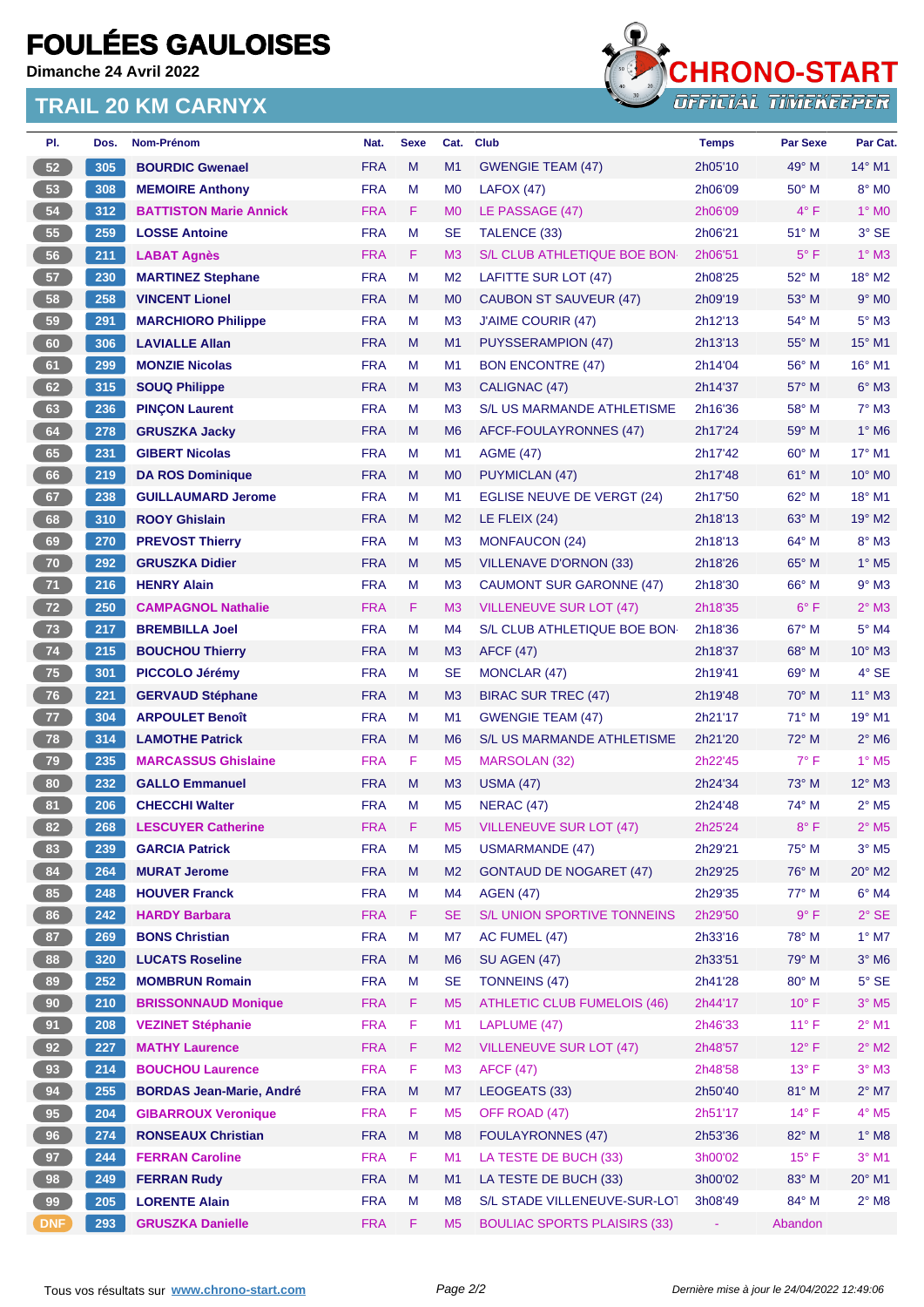# FOULÉES GAULOISES

**Dimanche 24 Avril 2022**

## TRAIL 20 KM CARNYX

CHRONO-START
OFFICIAL TIMEKEEPER

| Pl. | Dos. | Nom-Prénom | Nat. | Sexe | Cat. | Club | Temps | Par Sexe | Par Cat. |
|---|---|---|---|---|---|---|---|---|---|
| 52 | 305 | **BOURDIC Gwenael** | FRA | M | M1 | GWENGIE TEAM (47) | 2h05'10 | 49° M | 14° M1 |
| 53 | 308 | **MEMOIRE Anthony** | FRA | M | M0 | LAFOX (47) | 2h06'09 | 50° M | 8° M0 |
| 54 | 312 | **BATTISTON Marie Annick** | FRA | F | M0 | LE PASSAGE (47) | 2h06'09 | 4° F | 1° M0 |
| 55 | 259 | **LOSSE Antoine** | FRA | M | SE | TALENCE (33) | 2h06'21 | 51° M | 3° SE |
| 56 | 211 | **LABAT Agnès** | FRA | F | M3 | S/L CLUB ATHLETIQUE BOE BON | 2h06'51 | 5° F | 1° M3 |
| 57 | 230 | **MARTINEZ Stephane** | FRA | M | M2 | LAFITTE SUR LOT (47) | 2h08'25 | 52° M | 18° M2 |
| 58 | 258 | **VINCENT Lionel** | FRA | M | M0 | CAUBON ST SAUVEUR (47) | 2h09'19 | 53° M | 9° M0 |
| 59 | 291 | **MARCHIORO Philippe** | FRA | M | M3 | J'AIME COURIR (47) | 2h12'13 | 54° M | 5° M3 |
| 60 | 306 | **LAVIALLE Allan** | FRA | M | M1 | PUYSSERAMPION (47) | 2h13'13 | 55° M | 15° M1 |
| 61 | 299 | **MONZIE Nicolas** | FRA | M | M1 | BON ENCONTRE (47) | 2h14'04 | 56° M | 16° M1 |
| 62 | 315 | **SOUQ Philippe** | FRA | M | M3 | CALIGNAC (47) | 2h14'37 | 57° M | 6° M3 |
| 63 | 236 | **PINÇON Laurent** | FRA | M | M3 | S/L US MARMANDE ATHLETISME | 2h16'36 | 58° M | 7° M3 |
| 64 | 278 | **GRUSZKA Jacky** | FRA | M | M6 | AFCF-FOULAYRONNES (47) | 2h17'24 | 59° M | 1° M6 |
| 65 | 231 | **GIBERT Nicolas** | FRA | M | M1 | AGME (47) | 2h17'42 | 60° M | 17° M1 |
| 66 | 219 | **DA ROS Dominique** | FRA | M | M0 | PUYMICLAN (47) | 2h17'48 | 61° M | 10° M0 |
| 67 | 238 | **GUILLAUMARD Jerome** | FRA | M | M1 | EGLISE NEUVE DE VERGT (24) | 2h17'50 | 62° M | 18° M1 |
| 68 | 310 | **ROOY Ghislain** | FRA | M | M2 | LE FLEIX (24) | 2h18'13 | 63° M | 19° M2 |
| 69 | 270 | **PREVOST Thierry** | FRA | M | M3 | MONFAUCON (24) | 2h18'13 | 64° M | 8° M3 |
| 70 | 292 | **GRUSZKA Didier** | FRA | M | M5 | VILLENAVE D'ORNON (33) | 2h18'26 | 65° M | 1° M5 |
| 71 | 216 | **HENRY Alain** | FRA | M | M3 | CAUMONT SUR GARONNE (47) | 2h18'30 | 66° M | 9° M3 |
| 72 | 250 | **CAMPAGNOL Nathalie** | FRA | F | M3 | VILLENEUVE SUR LOT (47) | 2h18'35 | 6° F | 2° M3 |
| 73 | 217 | **BREMBILLA Joel** | FRA | M | M4 | S/L CLUB ATHLETIQUE BOE BON | 2h18'36 | 67° M | 5° M4 |
| 74 | 215 | **BOUCHOU Thierry** | FRA | M | M3 | AFCF (47) | 2h18'37 | 68° M | 10° M3 |
| 75 | 301 | **PICCOLO Jérémy** | FRA | M | SE | MONCLAR (47) | 2h19'41 | 69° M | 4° SE |
| 76 | 221 | **GERVAUD Stéphane** | FRA | M | M3 | BIRAC SUR TREC (47) | 2h19'48 | 70° M | 11° M3 |
| 77 | 304 | **ARPOULET Benoît** | FRA | M | M1 | GWENGIE TEAM (47) | 2h21'17 | 71° M | 19° M1 |
| 78 | 314 | **LAMOTHE Patrick** | FRA | M | M6 | S/L US MARMANDE ATHLETISME | 2h21'20 | 72° M | 2° M6 |
| 79 | 235 | **MARCASSUS Ghislaine** | FRA | F | M5 | MARSOLAN (32) | 2h22'45 | 7° F | 1° M5 |
| 80 | 232 | **GALLO Emmanuel** | FRA | M | M3 | USMA (47) | 2h24'34 | 73° M | 12° M3 |
| 81 | 206 | **CHECCHI Walter** | FRA | M | M5 | NERAC (47) | 2h24'48 | 74° M | 2° M5 |
| 82 | 268 | **LESCUYER Catherine** | FRA | F | M5 | VILLENEUVE SUR LOT (47) | 2h25'24 | 8° F | 2° M5 |
| 83 | 239 | **GARCIA Patrick** | FRA | M | M5 | USMARMANDE (47) | 2h29'21 | 75° M | 3° M5 |
| 84 | 264 | **MURAT Jerome** | FRA | M | M2 | GONTAUD DE NOGARET (47) | 2h29'25 | 76° M | 20° M2 |
| 85 | 248 | **HOUVER Franck** | FRA | M | M4 | AGEN (47) | 2h29'35 | 77° M | 6° M4 |
| 86 | 242 | **HARDY Barbara** | FRA | F | SE | S/L UNION SPORTIVE TONNEINS | 2h29'50 | 9° F | 2° SE |
| 87 | 269 | **BONS Christian** | FRA | M | M7 | AC FUMEL (47) | 2h33'16 | 78° M | 1° M7 |
| 88 | 320 | **LUCATS Roseline** | FRA | M | M6 | SU AGEN (47) | 2h33'51 | 79° M | 3° M6 |
| 89 | 252 | **MOMBRUN Romain** | FRA | M | SE | TONNEINS (47) | 2h41'28 | 80° M | 5° SE |
| 90 | 210 | **BRISSONNAUD Monique** | FRA | F | M5 | ATHLETIC CLUB FUMELOIS (46) | 2h44'17 | 10° F | 3° M5 |
| 91 | 208 | **VEZINET Stéphanie** | FRA | F | M1 | LAPLUME (47) | 2h46'33 | 11° F | 2° M1 |
| 92 | 227 | **MATHY Laurence** | FRA | F | M2 | VILLENEUVE SUR LOT (47) | 2h48'57 | 12° F | 2° M2 |
| 93 | 214 | **BOUCHOU Laurence** | FRA | F | M3 | AFCF (47) | 2h48'58 | 13° F | 3° M3 |
| 94 | 255 | **BORDAS Jean-Marie, André** | FRA | M | M7 | LEOGEATS (33) | 2h50'40 | 81° M | 2° M7 |
| 95 | 204 | **GIBARROUX Veronique** | FRA | F | M5 | OFF ROAD (47) | 2h51'17 | 14° F | 4° M5 |
| 96 | 274 | **RONSEAUX Christian** | FRA | M | M8 | FOULAYRONNES (47) | 2h53'36 | 82° M | 1° M8 |
| 97 | 244 | **FERRAN Caroline** | FRA | F | M1 | LA TESTE DE BUCH (33) | 3h00'02 | 15° F | 3° M1 |
| 98 | 249 | **FERRAN Rudy** | FRA | M | M1 | LA TESTE DE BUCH (33) | 3h00'02 | 83° M | 20° M1 |
| 99 | 205 | **LORENTE Alain** | FRA | M | M8 | S/L STADE VILLENEUVE-SUR-LOT | 3h08'49 | 84° M | 2° M8 |
| DNF | 293 | **GRUSZKA Danielle** | FRA | F | M5 | BOULIAC SPORTS PLAISIRS (33) | - | Abandon | |

Tous vos résultats sur www.chrono-start.com

*Dernière mise à jour le 24/04/2022 12:49:06*